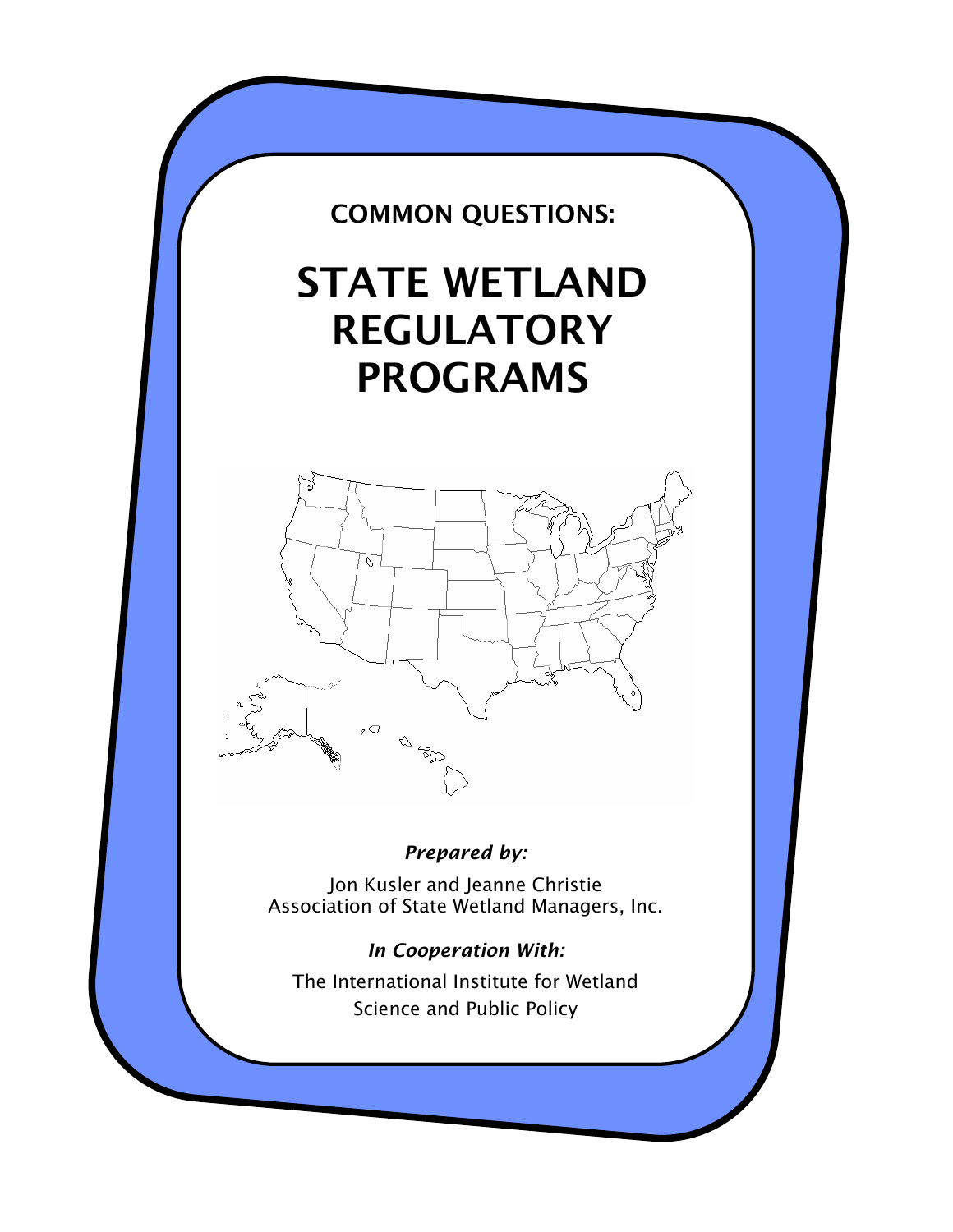**COMMON QUESTIONS:**

# STATE WETLAND REGULATORY PROGRAMS

***Prepared by:***

Jon Kusler and Jeanne Christie
Association of State Wetland Managers, Inc.

***In Cooperation With:***

The International Institute for Wetland Science and Public Policy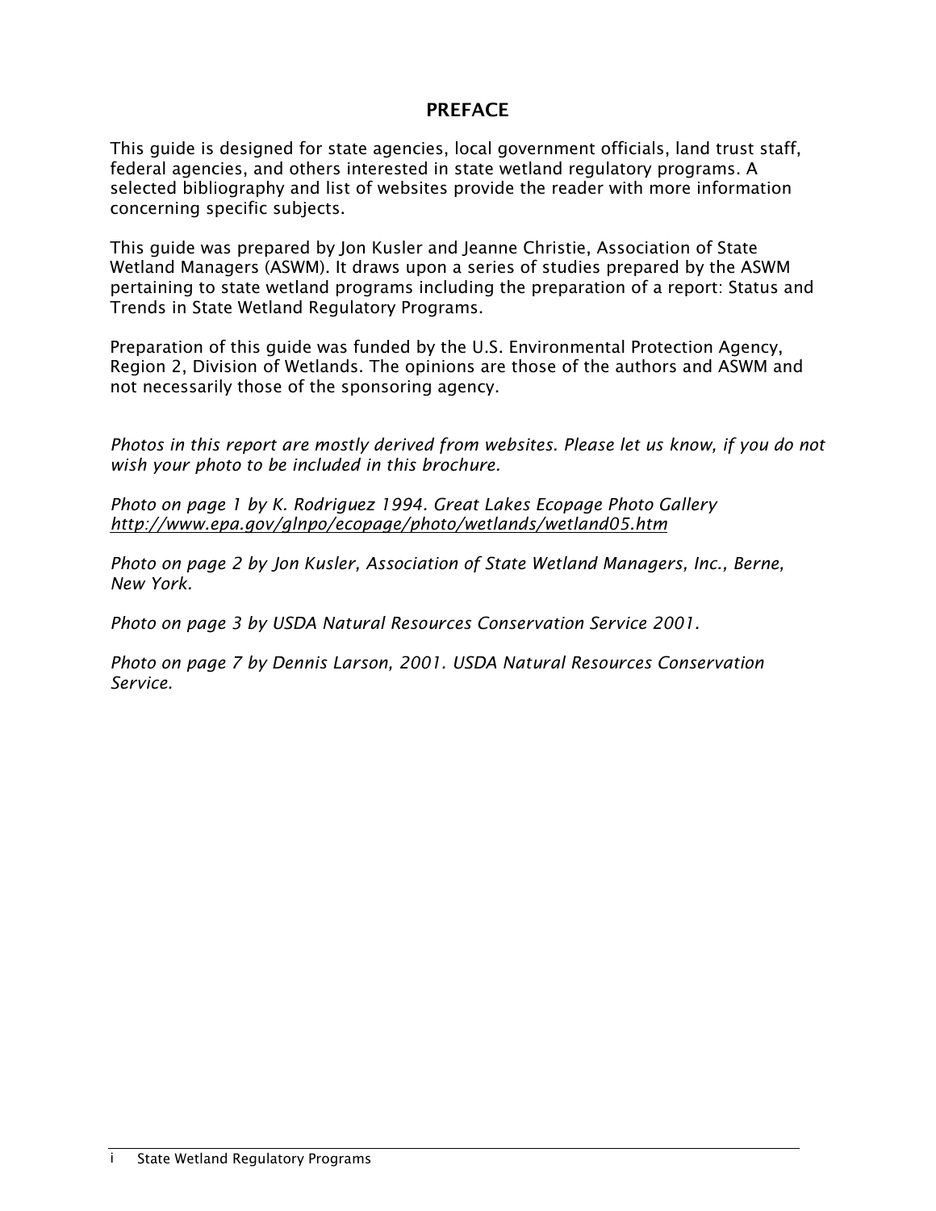# PREFACE

This guide is designed for state agencies, local government officials, land trust staff, federal agencies, and others interested in state wetland regulatory programs. A selected bibliography and list of websites provide the reader with more information concerning specific subjects.

This guide was prepared by Jon Kusler and Jeanne Christie, Association of State Wetland Managers (ASWM). It draws upon a series of studies prepared by the ASWM pertaining to state wetland programs including the preparation of a report: Status and Trends in State Wetland Regulatory Programs.

Preparation of this guide was funded by the U.S. Environmental Protection Agency, Region 2, Division of Wetlands. The opinions are those of the authors and ASWM and not necessarily those of the sponsoring agency.

*Photos in this report are mostly derived from websites. Please let us know, if you do not wish your photo to be included in this brochure.*

*Photo on page 1 by K. Rodriguez 1994. Great Lakes Ecopage Photo Gallery http://www.epa.gov/glnpo/ecopage/photo/wetlands/wetland05.htm*

*Photo on page 2 by Jon Kusler, Association of State Wetland Managers, Inc., Berne, New York.*

*Photo on page 3 by USDA Natural Resources Conservation Service 2001.*

*Photo on page 7 by Dennis Larson, 2001. USDA Natural Resources Conservation Service.*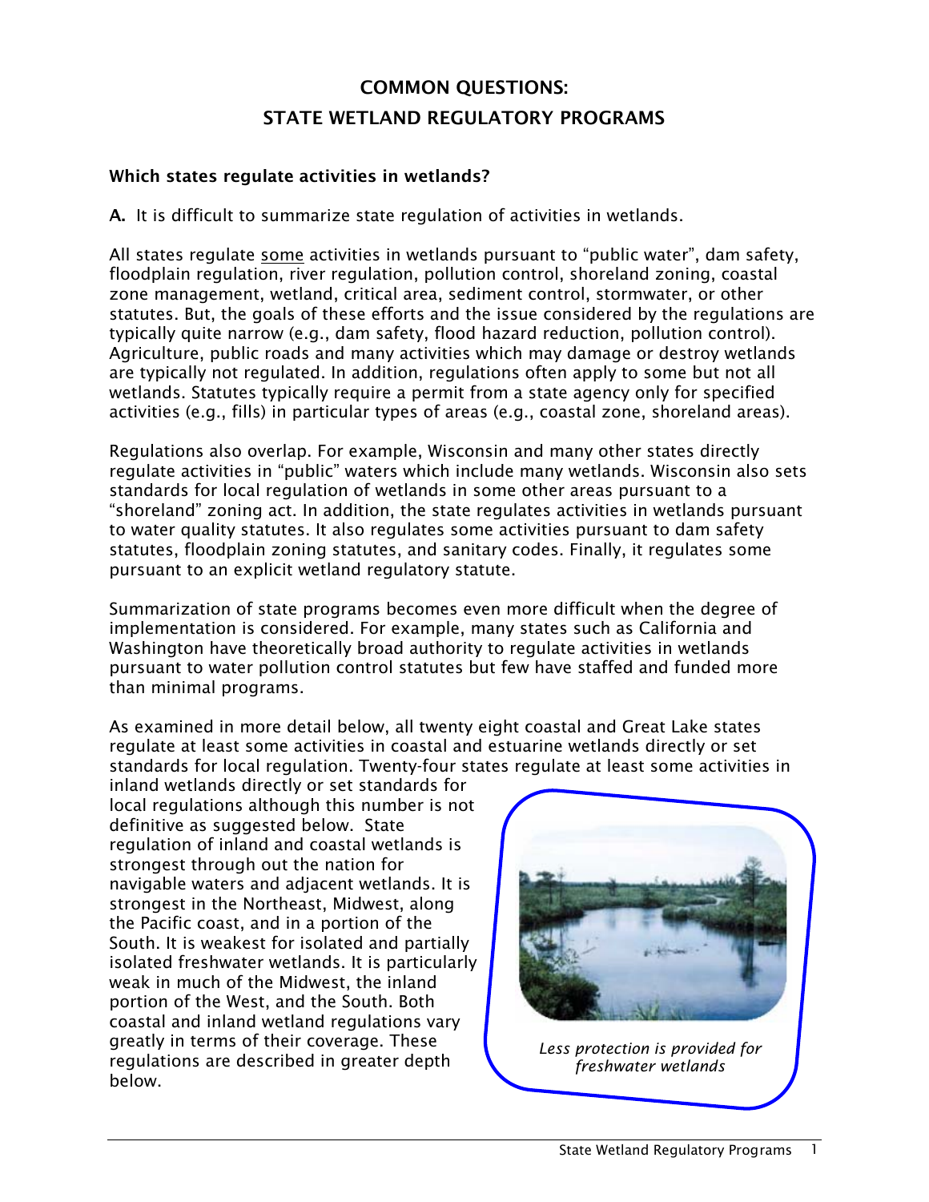# COMMON QUESTIONS: STATE WETLAND REGULATORY PROGRAMS

**Which states regulate activities in wetlands?**

**A.** It is difficult to summarize state regulation of activities in wetlands.

All states regulate some activities in wetlands pursuant to "public water", dam safety, floodplain regulation, river regulation, pollution control, shoreland zoning, coastal zone management, wetland, critical area, sediment control, stormwater, or other statutes. But, the goals of these efforts and the issue considered by the regulations are typically quite narrow (e.g., dam safety, flood hazard reduction, pollution control). Agriculture, public roads and many activities which may damage or destroy wetlands are typically not regulated. In addition, regulations often apply to some but not all wetlands. Statutes typically require a permit from a state agency only for specified activities (e.g., fills) in particular types of areas (e.g., coastal zone, shoreland areas).

Regulations also overlap. For example, Wisconsin and many other states directly regulate activities in "public" waters which include many wetlands. Wisconsin also sets standards for local regulation of wetlands in some other areas pursuant to a "shoreland" zoning act. In addition, the state regulates activities in wetlands pursuant to water quality statutes. It also regulates some activities pursuant to dam safety statutes, floodplain zoning statutes, and sanitary codes. Finally, it regulates some pursuant to an explicit wetland regulatory statute.

Summarization of state programs becomes even more difficult when the degree of implementation is considered. For example, many states such as California and Washington have theoretically broad authority to regulate activities in wetlands pursuant to water pollution control statutes but few have staffed and funded more than minimal programs.

As examined in more detail below, all twenty eight coastal and Great Lake states regulate at least some activities in coastal and estuarine wetlands directly or set standards for local regulation. Twenty-four states regulate at least some activities in inland wetlands directly or set standards for local regulations although this number is not definitive as suggested below. State regulation of inland and coastal wetlands is strongest through out the nation for navigable waters and adjacent wetlands. It is strongest in the Northeast, Midwest, along the Pacific coast, and in a portion of the South. It is weakest for isolated and partially isolated freshwater wetlands. It is particularly weak in much of the Midwest, the inland portion of the West, and the South. Both coastal and inland wetland regulations vary greatly in terms of their coverage. These regulations are described in greater depth below.

*Less protection is provided for freshwater wetlands*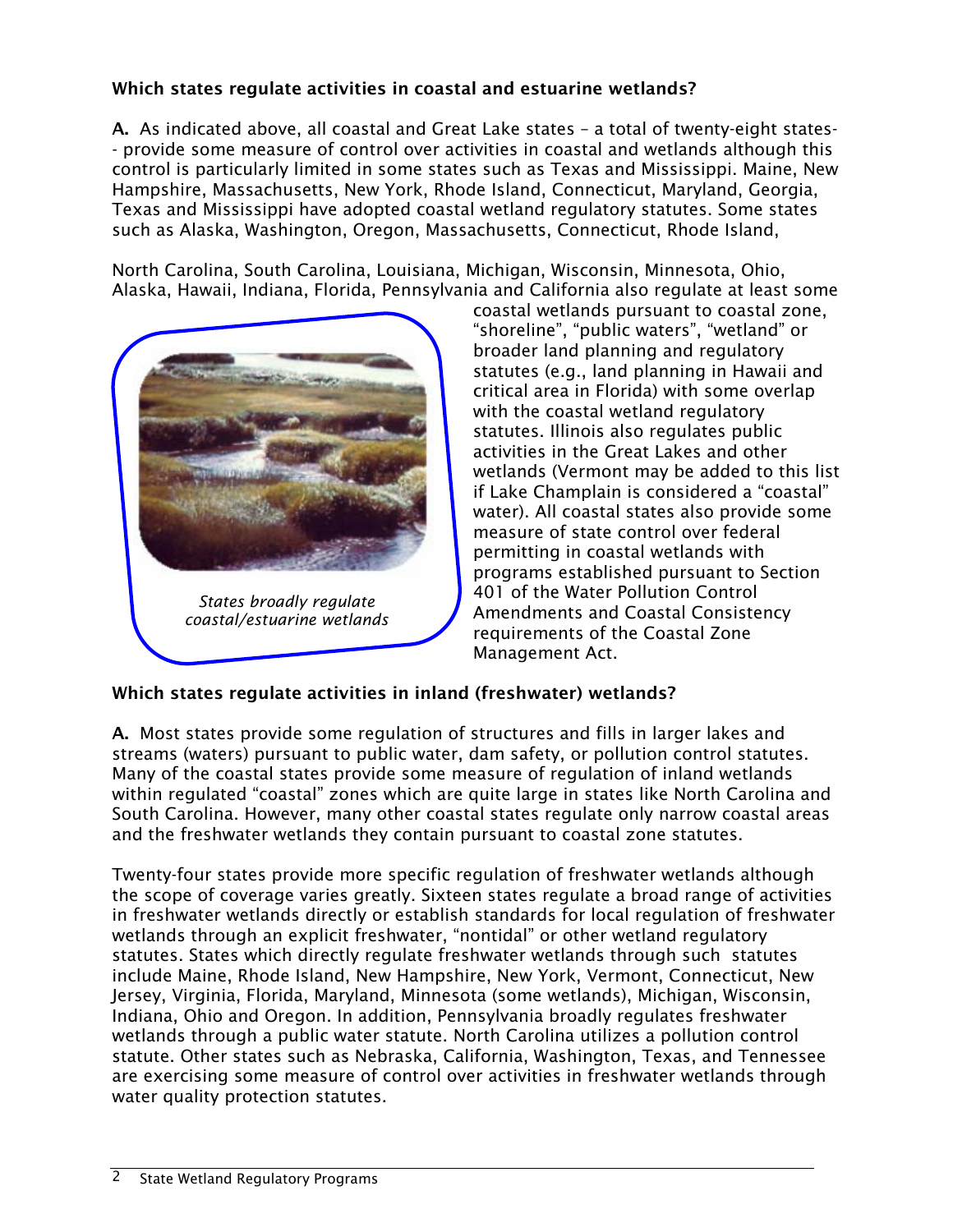**Which states regulate activities in coastal and estuarine wetlands?**

**A.** As indicated above, all coastal and Great Lake states – a total of twenty-eight states-- provide some measure of control over activities in coastal and wetlands although this control is particularly limited in some states such as Texas and Mississippi. Maine, New Hampshire, Massachusetts, New York, Rhode Island, Connecticut, Maryland, Georgia, Texas and Mississippi have adopted coastal wetland regulatory statutes. Some states such as Alaska, Washington, Oregon, Massachusetts, Connecticut, Rhode Island, North Carolina, South Carolina, Louisiana, Michigan, Wisconsin, Minnesota, Ohio, Alaska, Hawaii, Indiana, Florida, Pennsylvania and California also regulate at least some coastal wetlands pursuant to coastal zone, "shoreline", "public waters", "wetland" or broader land planning and regulatory statutes (e.g., land planning in Hawaii and critical area in Florida) with some overlap with the coastal wetland regulatory statutes. Illinois also regulates public activities in the Great Lakes and other wetlands (Vermont may be added to this list if Lake Champlain is considered a "coastal" water). All coastal states also provide some measure of state control over federal permitting in coastal wetlands with programs established pursuant to Section 401 of the Water Pollution Control Amendments and Coastal Consistency requirements of the Coastal Zone Management Act.

*States broadly regulate coastal/estuarine wetlands*

**Which states regulate activities in inland (freshwater) wetlands?**

**A.** Most states provide some regulation of structures and fills in larger lakes and streams (waters) pursuant to public water, dam safety, or pollution control statutes. Many of the coastal states provide some measure of regulation of inland wetlands within regulated "coastal" zones which are quite large in states like North Carolina and South Carolina. However, many other coastal states regulate only narrow coastal areas and the freshwater wetlands they contain pursuant to coastal zone statutes.

Twenty-four states provide more specific regulation of freshwater wetlands although the scope of coverage varies greatly. Sixteen states regulate a broad range of activities in freshwater wetlands directly or establish standards for local regulation of freshwater wetlands through an explicit freshwater, "nontidal" or other wetland regulatory statutes. States which directly regulate freshwater wetlands through such statutes include Maine, Rhode Island, New Hampshire, New York, Vermont, Connecticut, New Jersey, Virginia, Florida, Maryland, Minnesota (some wetlands), Michigan, Wisconsin, Indiana, Ohio and Oregon. In addition, Pennsylvania broadly regulates freshwater wetlands through a public water statute. North Carolina utilizes a pollution control statute. Other states such as Nebraska, California, Washington, Texas, and Tennessee are exercising some measure of control over activities in freshwater wetlands through water quality protection statutes.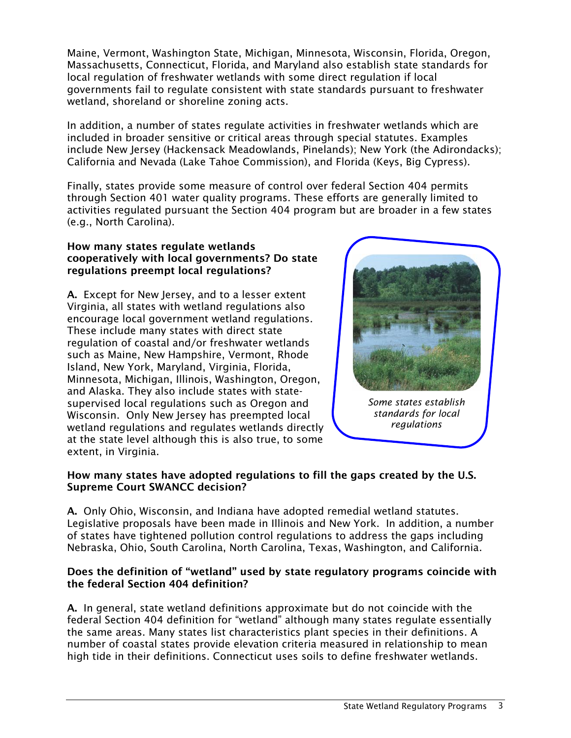Maine, Vermont, Washington State, Michigan, Minnesota, Wisconsin, Florida, Oregon, Massachusetts, Connecticut, Florida, and Maryland also establish state standards for local regulation of freshwater wetlands with some direct regulation if local governments fail to regulate consistent with state standards pursuant to freshwater wetland, shoreland or shoreline zoning acts.

In addition, a number of states regulate activities in freshwater wetlands which are included in broader sensitive or critical areas through special statutes. Examples include New Jersey (Hackensack Meadowlands, Pinelands); New York (the Adirondacks); California and Nevada (Lake Tahoe Commission), and Florida (Keys, Big Cypress).

Finally, states provide some measure of control over federal Section 404 permits through Section 401 water quality programs. These efforts are generally limited to activities regulated pursuant the Section 404 program but are broader in a few states (e.g., North Carolina).

**How many states regulate wetlands cooperatively with local governments? Do state regulations preempt local regulations?**

**A.** Except for New Jersey, and to a lesser extent Virginia, all states with wetland regulations also encourage local government wetland regulations. These include many states with direct state regulation of coastal and/or freshwater wetlands such as Maine, New Hampshire, Vermont, Rhode Island, New York, Maryland, Virginia, Florida, Minnesota, Michigan, Illinois, Washington, Oregon, and Alaska. They also include states with state-supervised local regulations such as Oregon and Wisconsin. Only New Jersey has preempted local wetland regulations and regulates wetlands directly at the state level although this is also true, to some extent, in Virginia.

*Some states establish standards for local regulations*

**How many states have adopted regulations to fill the gaps created by the U.S. Supreme Court SWANCC decision?**

**A.** Only Ohio, Wisconsin, and Indiana have adopted remedial wetland statutes. Legislative proposals have been made in Illinois and New York. In addition, a number of states have tightened pollution control regulations to address the gaps including Nebraska, Ohio, South Carolina, North Carolina, Texas, Washington, and California.

**Does the definition of "wetland" used by state regulatory programs coincide with the federal Section 404 definition?**

**A.** In general, state wetland definitions approximate but do not coincide with the federal Section 404 definition for "wetland" although many states regulate essentially the same areas. Many states list characteristics plant species in their definitions. A number of coastal states provide elevation criteria measured in relationship to mean high tide in their definitions. Connecticut uses soils to define freshwater wetlands.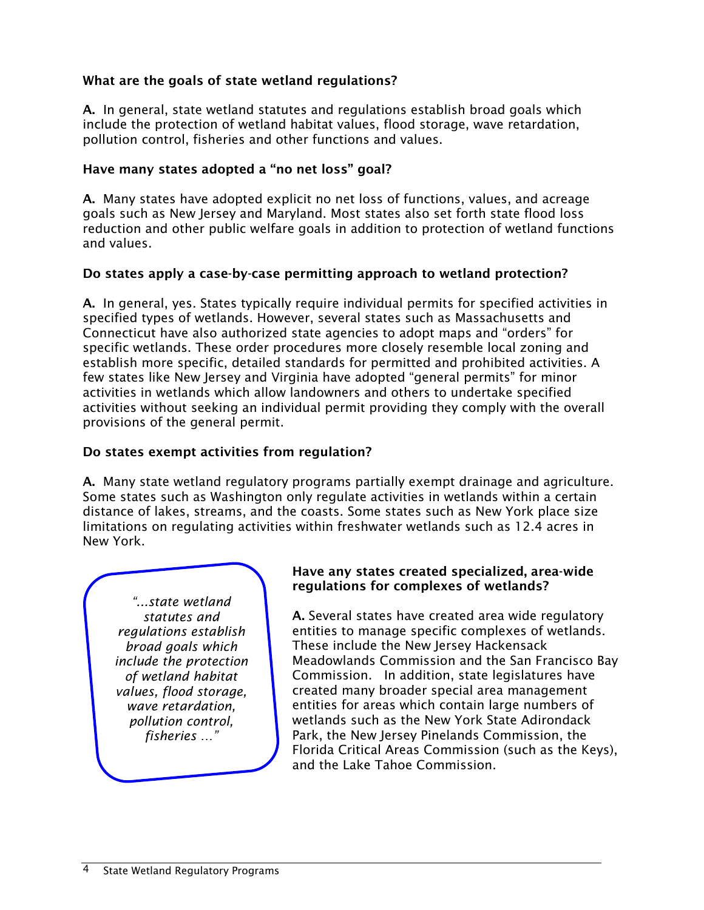**What are the goals of state wetland regulations?**

**A.** In general, state wetland statutes and regulations establish broad goals which include the protection of wetland habitat values, flood storage, wave retardation, pollution control, fisheries and other functions and values.

**Have many states adopted a "no net loss" goal?**

**A.** Many states have adopted explicit no net loss of functions, values, and acreage goals such as New Jersey and Maryland. Most states also set forth state flood loss reduction and other public welfare goals in addition to protection of wetland functions and values.

**Do states apply a case-by-case permitting approach to wetland protection?**

**A.** In general, yes. States typically require individual permits for specified activities in specified types of wetlands. However, several states such as Massachusetts and Connecticut have also authorized state agencies to adopt maps and "orders" for specific wetlands. These order procedures more closely resemble local zoning and establish more specific, detailed standards for permitted and prohibited activities. A few states like New Jersey and Virginia have adopted "general permits" for minor activities in wetlands which allow landowners and others to undertake specified activities without seeking an individual permit providing they comply with the overall provisions of the general permit.

**Do states exempt activities from regulation?**

**A.** Many state wetland regulatory programs partially exempt drainage and agriculture. Some states such as Washington only regulate activities in wetlands within a certain distance of lakes, streams, and the coasts. Some states such as New York place size limitations on regulating activities within freshwater wetlands such as 12.4 acres in New York.

> *"...state wetland statutes and regulations establish broad goals which include the protection of wetland habitat values, flood storage, wave retardation, pollution control, fisheries ..."*

**Have any states created specialized, area-wide regulations for complexes of wetlands?**

**A.** Several states have created area wide regulatory entities to manage specific complexes of wetlands. These include the New Jersey Hackensack Meadowlands Commission and the San Francisco Bay Commission. In addition, state legislatures have created many broader special area management entities for areas which contain large numbers of wetlands such as the New York State Adirondack Park, the New Jersey Pinelands Commission, the Florida Critical Areas Commission (such as the Keys), and the Lake Tahoe Commission.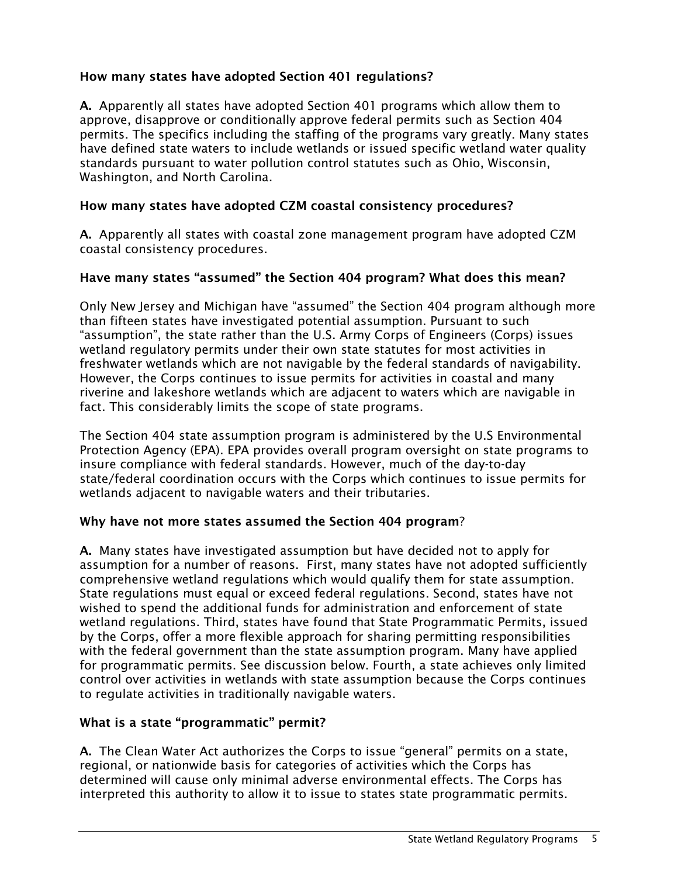**How many states have adopted Section 401 regulations?**

**A.** Apparently all states have adopted Section 401 programs which allow them to approve, disapprove or conditionally approve federal permits such as Section 404 permits. The specifics including the staffing of the programs vary greatly. Many states have defined state waters to include wetlands or issued specific wetland water quality standards pursuant to water pollution control statutes such as Ohio, Wisconsin, Washington, and North Carolina.

**How many states have adopted CZM coastal consistency procedures?**

**A.** Apparently all states with coastal zone management program have adopted CZM coastal consistency procedures.

**Have many states "assumed" the Section 404 program? What does this mean?**

Only New Jersey and Michigan have "assumed" the Section 404 program although more than fifteen states have investigated potential assumption. Pursuant to such "assumption", the state rather than the U.S. Army Corps of Engineers (Corps) issues wetland regulatory permits under their own state statutes for most activities in freshwater wetlands which are not navigable by the federal standards of navigability. However, the Corps continues to issue permits for activities in coastal and many riverine and lakeshore wetlands which are adjacent to waters which are navigable in fact. This considerably limits the scope of state programs.

The Section 404 state assumption program is administered by the U.S Environmental Protection Agency (EPA). EPA provides overall program oversight on state programs to insure compliance with federal standards. However, much of the day-to-day state/federal coordination occurs with the Corps which continues to issue permits for wetlands adjacent to navigable waters and their tributaries.

**Why have not more states assumed the Section 404 program**?

**A.** Many states have investigated assumption but have decided not to apply for assumption for a number of reasons. First, many states have not adopted sufficiently comprehensive wetland regulations which would qualify them for state assumption. State regulations must equal or exceed federal regulations. Second, states have not wished to spend the additional funds for administration and enforcement of state wetland regulations. Third, states have found that State Programmatic Permits, issued by the Corps, offer a more flexible approach for sharing permitting responsibilities with the federal government than the state assumption program. Many have applied for programmatic permits. See discussion below. Fourth, a state achieves only limited control over activities in wetlands with state assumption because the Corps continues to regulate activities in traditionally navigable waters.

**What is a state "programmatic" permit?**

**A.** The Clean Water Act authorizes the Corps to issue "general" permits on a state, regional, or nationwide basis for categories of activities which the Corps has determined will cause only minimal adverse environmental effects. The Corps has interpreted this authority to allow it to issue to states state programmatic permits.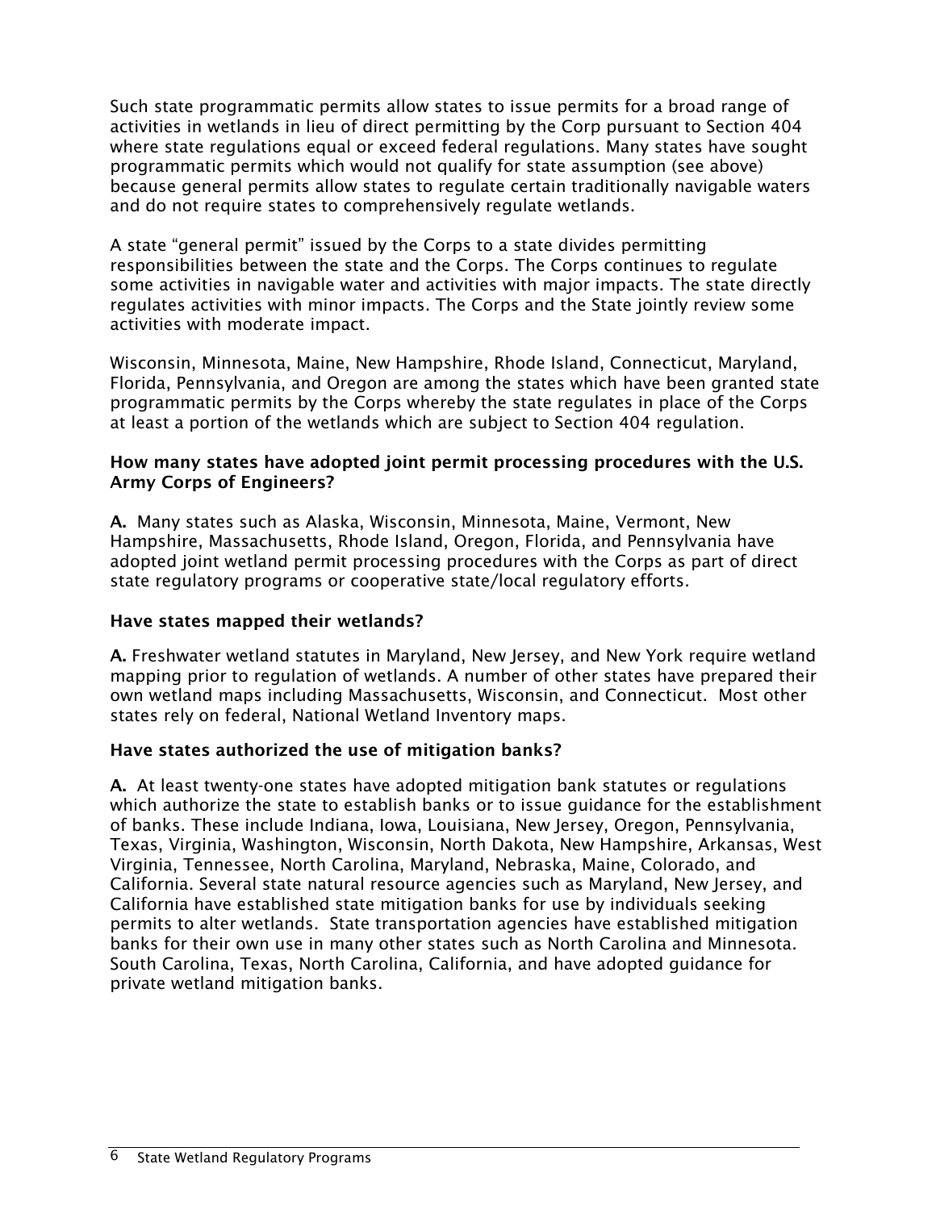Such state programmatic permits allow states to issue permits for a broad range of activities in wetlands in lieu of direct permitting by the Corp pursuant to Section 404 where state regulations equal or exceed federal regulations. Many states have sought programmatic permits which would not qualify for state assumption (see above) because general permits allow states to regulate certain traditionally navigable waters and do not require states to comprehensively regulate wetlands.

A state "general permit" issued by the Corps to a state divides permitting responsibilities between the state and the Corps. The Corps continues to regulate some activities in navigable water and activities with major impacts. The state directly regulates activities with minor impacts. The Corps and the State jointly review some activities with moderate impact.

Wisconsin, Minnesota, Maine, New Hampshire, Rhode Island, Connecticut, Maryland, Florida, Pennsylvania, and Oregon are among the states which have been granted state programmatic permits by the Corps whereby the state regulates in place of the Corps at least a portion of the wetlands which are subject to Section 404 regulation.

**How many states have adopted joint permit processing procedures with the U.S. Army Corps of Engineers?**

**A.** Many states such as Alaska, Wisconsin, Minnesota, Maine, Vermont, New Hampshire, Massachusetts, Rhode Island, Oregon, Florida, and Pennsylvania have adopted joint wetland permit processing procedures with the Corps as part of direct state regulatory programs or cooperative state/local regulatory efforts.

**Have states mapped their wetlands?**

**A.** Freshwater wetland statutes in Maryland, New Jersey, and New York require wetland mapping prior to regulation of wetlands. A number of other states have prepared their own wetland maps including Massachusetts, Wisconsin, and Connecticut. Most other states rely on federal, National Wetland Inventory maps.

**Have states authorized the use of mitigation banks?**

**A.** At least twenty-one states have adopted mitigation bank statutes or regulations which authorize the state to establish banks or to issue guidance for the establishment of banks. These include Indiana, Iowa, Louisiana, New Jersey, Oregon, Pennsylvania, Texas, Virginia, Washington, Wisconsin, North Dakota, New Hampshire, Arkansas, West Virginia, Tennessee, North Carolina, Maryland, Nebraska, Maine, Colorado, and California. Several state natural resource agencies such as Maryland, New Jersey, and California have established state mitigation banks for use by individuals seeking permits to alter wetlands. State transportation agencies have established mitigation banks for their own use in many other states such as North Carolina and Minnesota. South Carolina, Texas, North Carolina, California, and have adopted guidance for private wetland mitigation banks.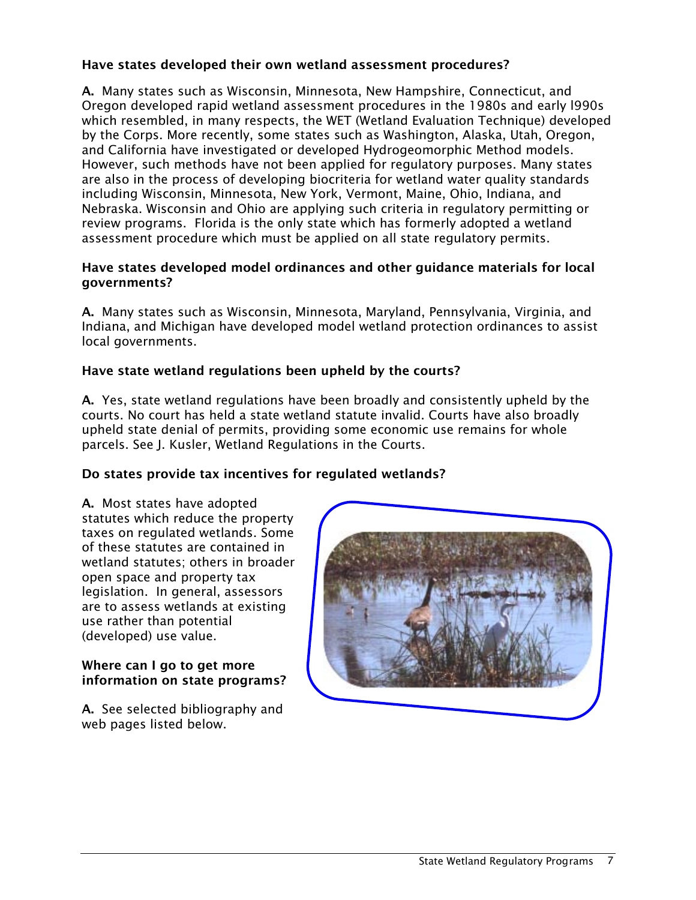### Have states developed their own wetland assessment procedures?

**A.** Many states such as Wisconsin, Minnesota, New Hampshire, Connecticut, and Oregon developed rapid wetland assessment procedures in the 1980s and early l990s which resembled, in many respects, the WET (Wetland Evaluation Technique) developed by the Corps. More recently, some states such as Washington, Alaska, Utah, Oregon, and California have investigated or developed Hydrogeomorphic Method models. However, such methods have not been applied for regulatory purposes. Many states are also in the process of developing biocriteria for wetland water quality standards including Wisconsin, Minnesota, New York, Vermont, Maine, Ohio, Indiana, and Nebraska. Wisconsin and Ohio are applying such criteria in regulatory permitting or review programs. Florida is the only state which has formerly adopted a wetland assessment procedure which must be applied on all state regulatory permits.

### Have states developed model ordinances and other guidance materials for local governments?

**A.** Many states such as Wisconsin, Minnesota, Maryland, Pennsylvania, Virginia, and Indiana, and Michigan have developed model wetland protection ordinances to assist local governments.

### Have state wetland regulations been upheld by the courts?

**A.** Yes, state wetland regulations have been broadly and consistently upheld by the courts. No court has held a state wetland statute invalid. Courts have also broadly upheld state denial of permits, providing some economic use remains for whole parcels. See J. Kusler, Wetland Regulations in the Courts.

### Do states provide tax incentives for regulated wetlands?

**A.** Most states have adopted statutes which reduce the property taxes on regulated wetlands. Some of these statutes are contained in wetland statutes; others in broader open space and property tax legislation. In general, assessors are to assess wetlands at existing use rather than potential (developed) use value.

### Where can I go to get more information on state programs?

**A.** See selected bibliography and web pages listed below.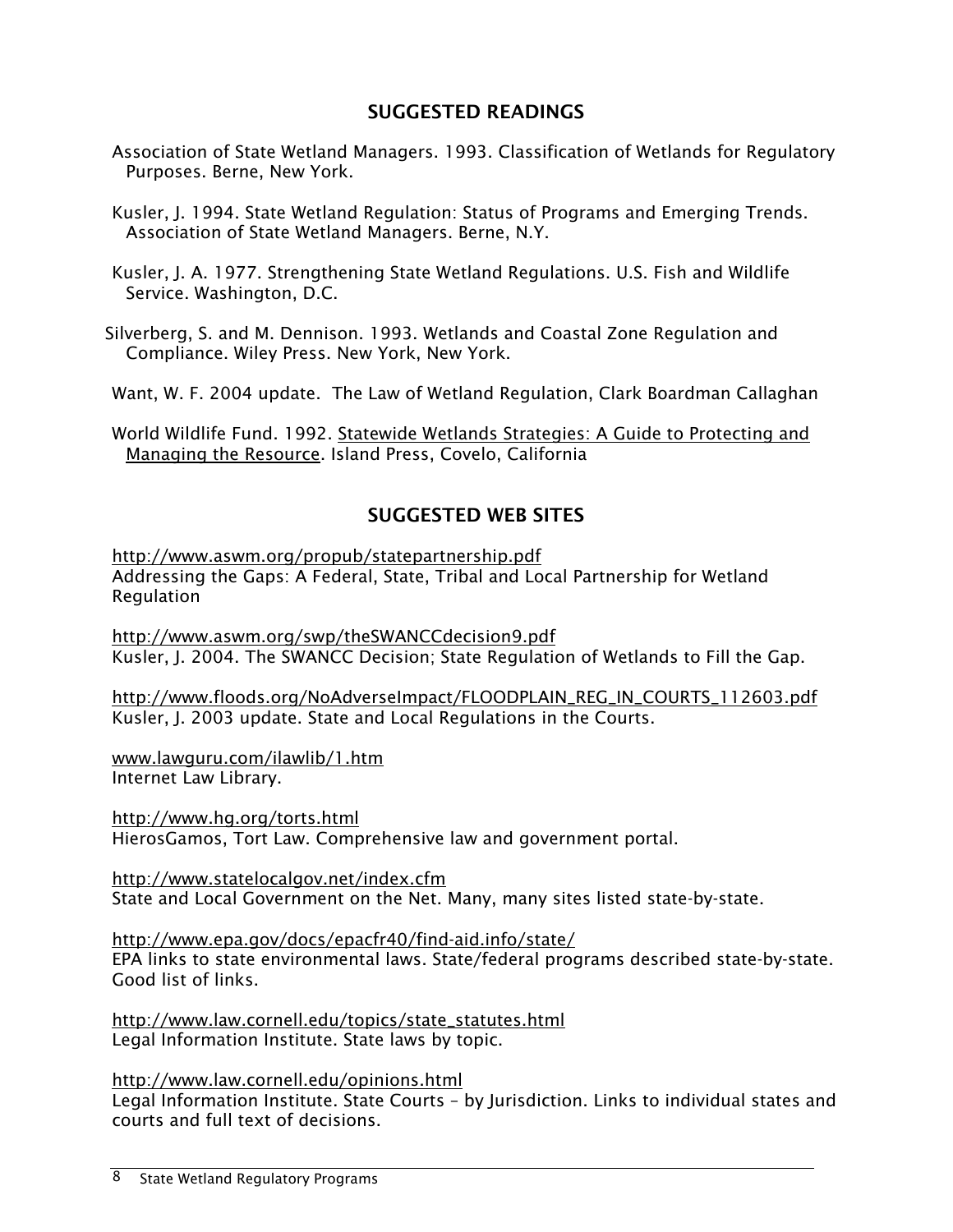## SUGGESTED READINGS

Association of State Wetland Managers. 1993. Classification of Wetlands for Regulatory Purposes. Berne, New York.

Kusler, J. 1994. State Wetland Regulation: Status of Programs and Emerging Trends. Association of State Wetland Managers. Berne, N.Y.

Kusler, J. A. 1977. Strengthening State Wetland Regulations. U.S. Fish and Wildlife Service. Washington, D.C.

Silverberg, S. and M. Dennison. 1993. Wetlands and Coastal Zone Regulation and Compliance. Wiley Press. New York, New York.

Want, W. F. 2004 update. The Law of Wetland Regulation, Clark Boardman Callaghan

World Wildlife Fund. 1992. Statewide Wetlands Strategies: A Guide to Protecting and Managing the Resource. Island Press, Covelo, California

## SUGGESTED WEB SITES

http://www.aswm.org/propub/statepartnership.pdf
Addressing the Gaps: A Federal, State, Tribal and Local Partnership for Wetland Regulation

http://www.aswm.org/swp/theSWANCCdecision9.pdf
Kusler, J. 2004. The SWANCC Decision; State Regulation of Wetlands to Fill the Gap.

http://www.floods.org/NoAdverseImpact/FLOODPLAIN_REG_IN_COURTS_112603.pdf
Kusler, J. 2003 update. State and Local Regulations in the Courts.

www.lawguru.com/ilawlib/1.htm
Internet Law Library.

http://www.hg.org/torts.html
HierosGamos, Tort Law. Comprehensive law and government portal.

http://www.statelocalgov.net/index.cfm
State and Local Government on the Net. Many, many sites listed state-by-state.

http://www.epa.gov/docs/epacfr40/find-aid.info/state/
EPA links to state environmental laws. State/federal programs described state-by-state. Good list of links.

http://www.law.cornell.edu/topics/state_statutes.html
Legal Information Institute. State laws by topic.

http://www.law.cornell.edu/opinions.html
Legal Information Institute. State Courts – by Jurisdiction. Links to individual states and courts and full text of decisions.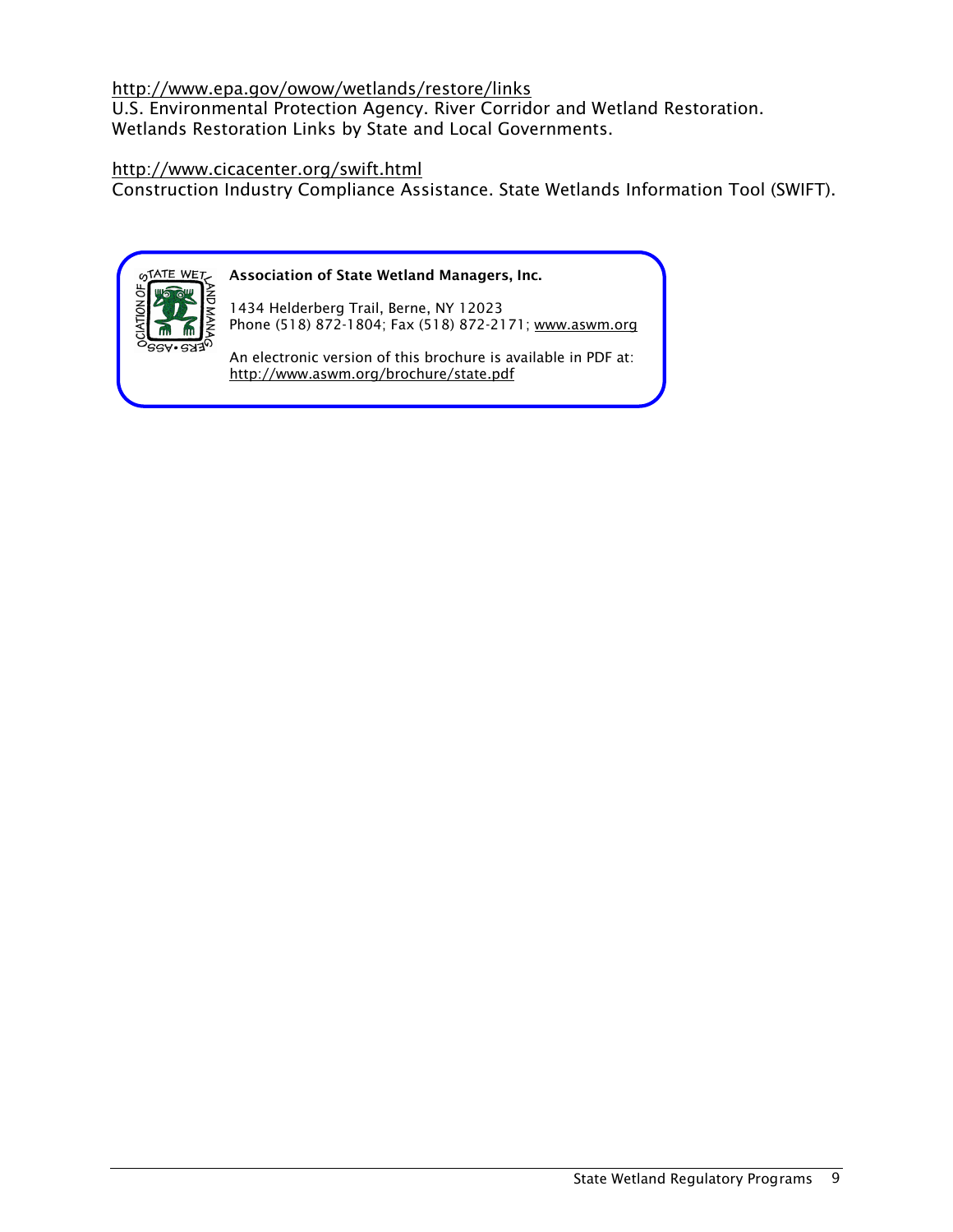http://www.epa.gov/owow/wetlands/restore/links
U.S. Environmental Protection Agency. River Corridor and Wetland Restoration. Wetlands Restoration Links by State and Local Governments.

http://www.cicacenter.org/swift.html
Construction Industry Compliance Assistance. State Wetlands Information Tool (SWIFT).

**Association of State Wetland Managers, Inc.**

1434 Helderberg Trail, Berne, NY 12023
Phone (518) 872-1804; Fax (518) 872-2171; www.aswm.org

An electronic version of this brochure is available in PDF at:
http://www.aswm.org/brochure/state.pdf